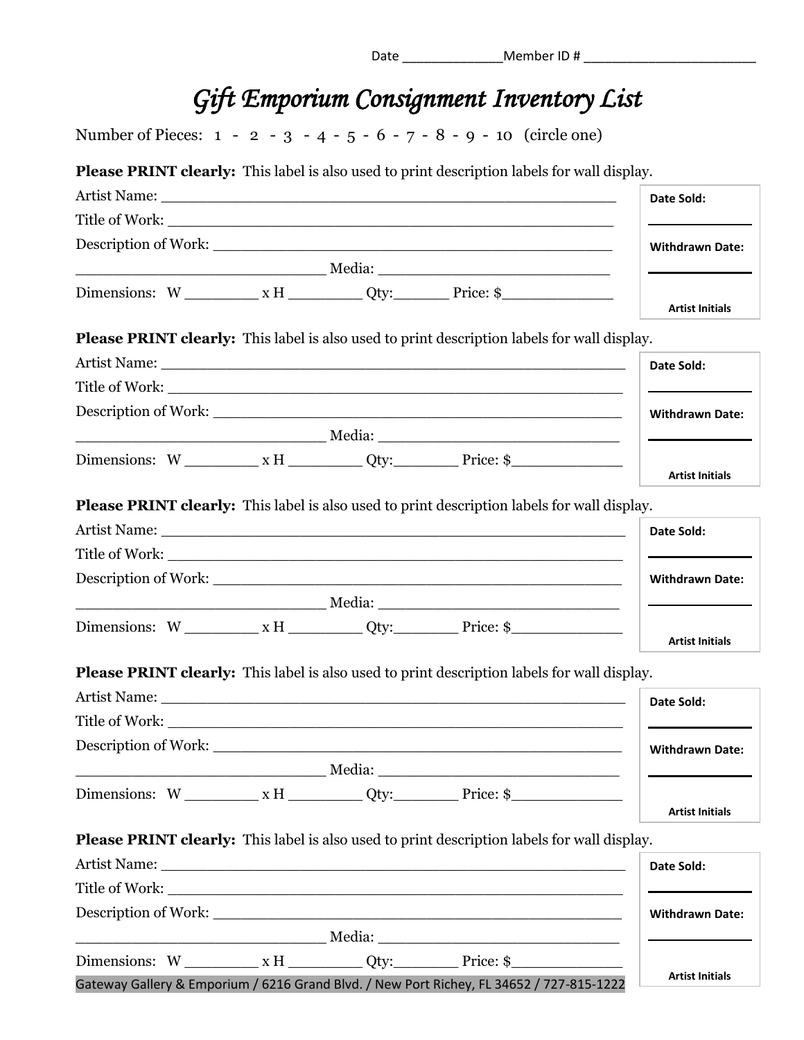Date _____________Member ID # _______________________

# *Gift Emporium Consignment Inventory List*

Number of Pieces: 1 - 2 - 3 - 4 - 5 - 6 - 7 - 8 - 9 - 10 (circle one)

**Please PRINT clearly:** This label is also used to print description labels for wall display.

Artist Name: ______________________________________________

Title of Work: ______________________________________________

Description of Work: ________________________________________

__________________________ Media: ________________________

Dimensions: W ________ x H ________ Qty:______ Price: $____________

**Date Sold:** ____________

**Withdrawn Date:** ____________

**Artist Initials**

**Please PRINT clearly:** This label is also used to print description labels for wall display.

Artist Name: ______________________________________________

Title of Work: ______________________________________________

Description of Work: ________________________________________

__________________________ Media: ________________________

Dimensions: W ________ x H ________ Qty:_______ Price: $____________

**Date Sold:** ____________

**Withdrawn Date:** ____________

**Artist Initials**

**Please PRINT clearly:** This label is also used to print description labels for wall display.

Artist Name: ______________________________________________

Title of Work: ______________________________________________

Description of Work: ________________________________________

__________________________ Media: ________________________

Dimensions: W ________ x H ________ Qty:_______ Price: $____________

**Date Sold:** ____________

**Withdrawn Date:** ____________

**Artist Initials**

**Please PRINT clearly:** This label is also used to print description labels for wall display.

Artist Name: ______________________________________________

Title of Work: ______________________________________________

Description of Work: ________________________________________

__________________________ Media: ________________________

Dimensions: W ________ x H ________ Qty:_______ Price: $____________

**Date Sold:** ____________

**Withdrawn Date:** ____________

**Artist Initials**

**Please PRINT clearly:** This label is also used to print description labels for wall display.

Artist Name: ______________________________________________

Title of Work: ______________________________________________

Description of Work: ________________________________________

__________________________ Media: ________________________

Dimensions: W ________ x H ________ Qty:_______ Price: $____________

**Date Sold:** ____________

**Withdrawn Date:** ____________

**Artist Initials**

Gateway Gallery & Emporium / 6216 Grand Blvd. / New Port Richey, FL 34652 / 727-815-1222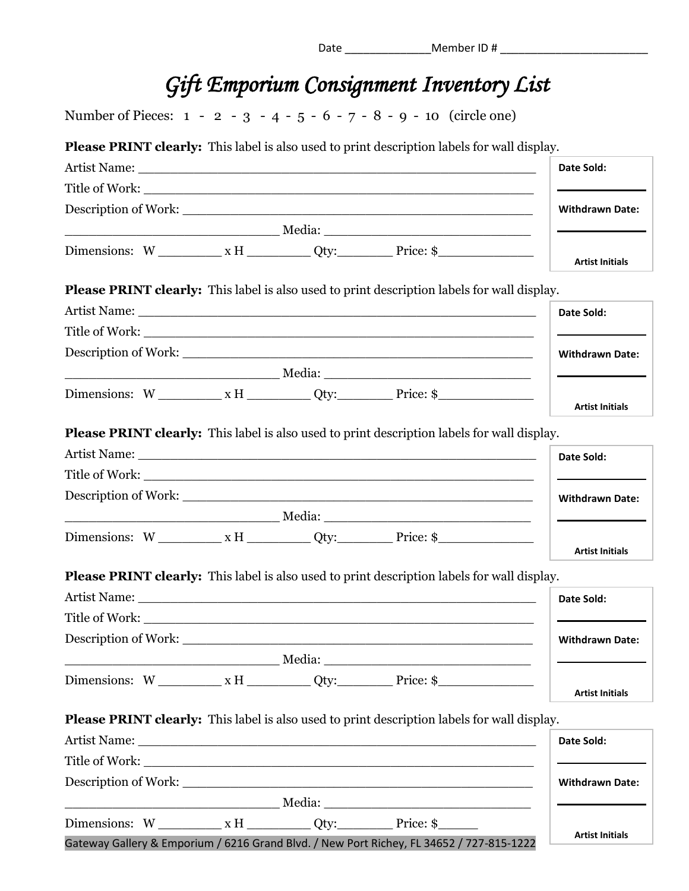Date _____________Member ID # _______________________

# *Gift Emporium Consignment Inventory List*

Number of Pieces: 1 - 2 - 3 - 4 - 5 - 6 - 7 - 8 - 9 - 10 (circle one)

**Please PRINT clearly:** This label is also used to print description labels for wall display.

Artist Name: ____________________________________________________

Title of Work: ___________________________________________________

Description of Work: _____________________________________________

____________________________ Media: ___________________________

Dimensions: W ________ x H ________ Qty:_______ Price: $____________

**Date Sold:** ____________

**Withdrawn Date:** ____________

**Artist Initials**

**Please PRINT clearly:** This label is also used to print description labels for wall display.

Artist Name: ____________________________________________________

Title of Work: ___________________________________________________

Description of Work: _____________________________________________

____________________________ Media: ___________________________

Dimensions: W ________ x H ________ Qty:_______ Price: $____________

**Date Sold:** ____________

**Withdrawn Date:** ____________

**Artist Initials**

**Please PRINT clearly:** This label is also used to print description labels for wall display.

Artist Name: ____________________________________________________

Title of Work: ___________________________________________________

Description of Work: _____________________________________________

____________________________ Media: ___________________________

Dimensions: W ________ x H ________ Qty:_______ Price: $____________

**Date Sold:** ____________

**Withdrawn Date:** ____________

**Artist Initials**

**Please PRINT clearly:** This label is also used to print description labels for wall display.

Artist Name: ____________________________________________________

Title of Work: ___________________________________________________

Description of Work: _____________________________________________

____________________________ Media: ___________________________

Dimensions: W ________ x H ________ Qty:_______ Price: $____________

**Date Sold:** ____________

**Withdrawn Date:** ____________

**Artist Initials**

**Please PRINT clearly:** This label is also used to print description labels for wall display.

Artist Name: ____________________________________________________

Title of Work: ___________________________________________________

Description of Work: _____________________________________________

____________________________ Media: ___________________________

Dimensions: W ________ x H ________ Qty:_______ Price: $_____

**Date Sold:** ____________

**Withdrawn Date:** ____________

**Artist Initials**

Gateway Gallery & Emporium / 6216 Grand Blvd. / New Port Richey, FL 34652 / 727-815-1222